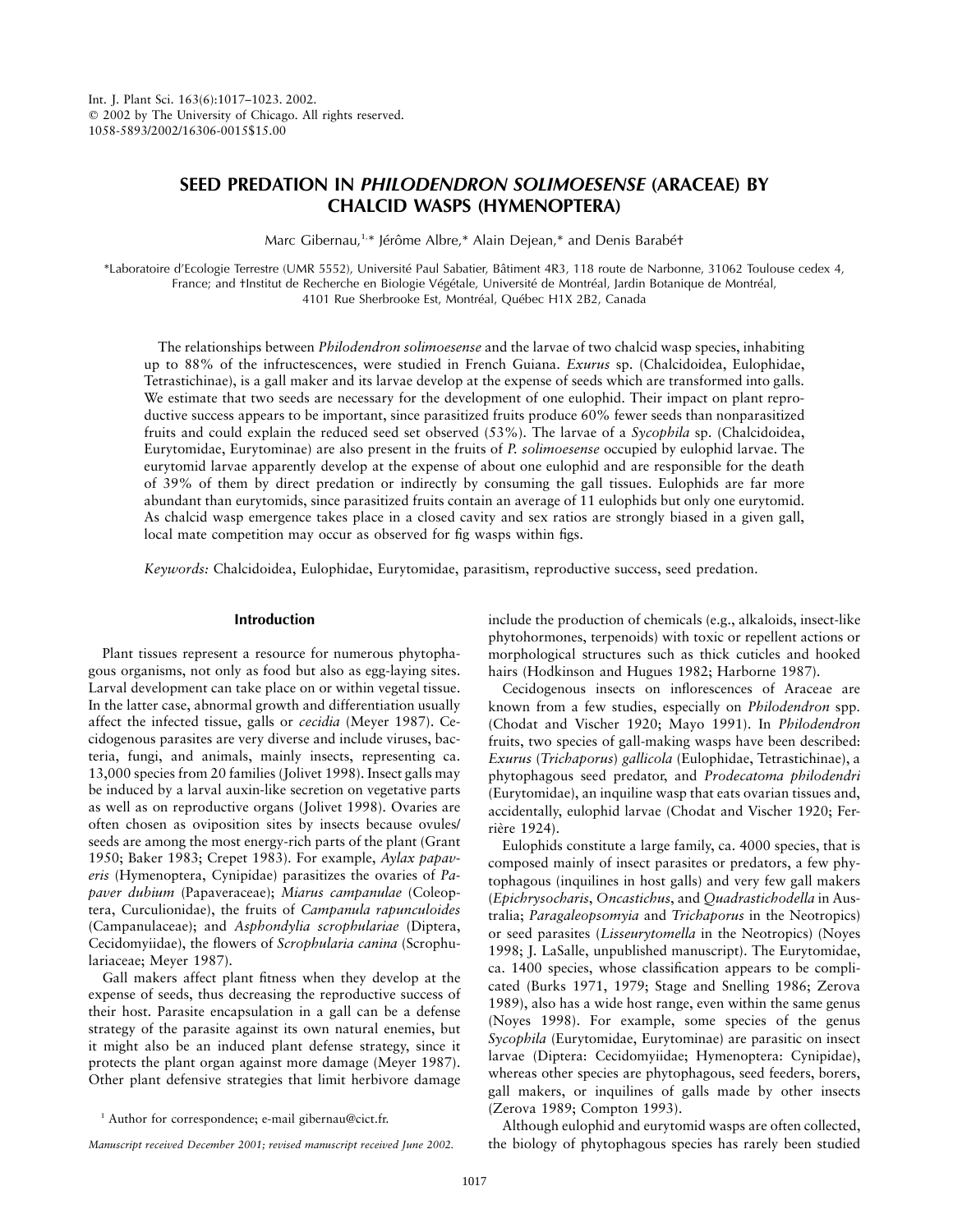# SEED PREDATION IN *PHILODENDRON SOLIMOESENSE* (ARACEAE) BY CHALCID WASPS (HYMENOPTERA)

Marc Gibernau,[1,*] Jérôme Albre,* Alain Dejean,* and Denis Barabé†

*Laboratoire d'Ecologie Terrestre (UMR 5552), Université Paul Sabatier, Bâtiment 4R3, 118 route de Narbonne, 31062 Toulouse cedex 4, France; and †Institut de Recherche en Biologie Végétale, Université de Montréal, Jardin Botanique de Montréal, 4101 Rue Sherbrooke Est, Montréal, Québec H1X 2B2, Canada

The relationships between *Philodendron solimoesense* and the larvae of two chalcid wasp species, inhabiting up to 88% of the infructescences, were studied in French Guiana. *Exurus* sp. (Chalcidoidea, Eulophidae, Tetrastichinae), is a gall maker and its larvae develop at the expense of seeds which are transformed into galls. We estimate that two seeds are necessary for the development of one eulophid. Their impact on plant reproductive success appears to be important, since parasitized fruits produce 60% fewer seeds than nonparasitized fruits and could explain the reduced seed set observed (53%). The larvae of a *Sycophila* sp. (Chalcidoidea, Eurytomidae, Eurytominae) are also present in the fruits of *P. solimoesense* occupied by eulophid larvae. The eurytomid larvae apparently develop at the expense of about one eulophid and are responsible for the death of 39% of them by direct predation or indirectly by consuming the gall tissues. Eulophids are far more abundant than eurytomids, since parasitized fruits contain an average of 11 eulophids but only one eurytomid. As chalcid wasp emergence takes place in a closed cavity and sex ratios are strongly biased in a given gall, local mate competition may occur as observed for fig wasps within figs.

*Keywords:* Chalcidoidea, Eulophidae, Eurytomidae, parasitism, reproductive success, seed predation.

## Introduction

Plant tissues represent a resource for numerous phytophagous organisms, not only as food but also as egg-laying sites. Larval development can take place on or within vegetal tissue. In the latter case, abnormal growth and differentiation usually affect the infected tissue, galls or *cecidia* (Meyer 1987). Cecidogenous parasites are very diverse and include viruses, bacteria, fungi, and animals, mainly insects, representing ca. 13,000 species from 20 families (Jolivet 1998). Insect galls may be induced by a larval auxin-like secretion on vegetative parts as well as on reproductive organs (Jolivet 1998). Ovaries are often chosen as oviposition sites by insects because ovules/seeds are among the most energy-rich parts of the plant (Grant 1950; Baker 1983; Crepet 1983). For example, *Aylax papaveris* (Hymenoptera, Cynipidae) parasitizes the ovaries of *Papaver dubium* (Papaveraceae); *Miarus campanulae* (Coleoptera, Curculionidae), the fruits of *Campanula rapunculoides* (Campanulaceae); and *Asphondylia scrophulariae* (Diptera, Cecidomyiidae), the flowers of *Scrophularia canina* (Scrophulariaceae; Meyer 1987).

Gall makers affect plant fitness when they develop at the expense of seeds, thus decreasing the reproductive success of their host. Parasite encapsulation in a gall can be a defense strategy of the parasite against its own natural enemies, but it might also be an induced plant defense strategy, since it protects the plant organ against more damage (Meyer 1987). Other plant defensive strategies that limit herbivore damage include the production of chemicals (e.g., alkaloids, insect-like phytohormones, terpenoids) with toxic or repellent actions or morphological structures such as thick cuticles and hooked hairs (Hodkinson and Hugues 1982; Harborne 1987).

Cecidogenous insects on inflorescences of Araceae are known from a few studies, especially on *Philodendron* spp. (Chodat and Vischer 1920; Mayo 1991). In *Philodendron* fruits, two species of gall-making wasps have been described: *Exurus* (*Trichaporus*) *gallicola* (Eulophidae, Tetrastichinae), a phytophagous seed predator, and *Prodecatoma philodendri* (Eurytomidae), an inquiline wasp that eats ovarian tissues and, accidentally, eulophid larvae (Chodat and Vischer 1920; Ferrière 1924).

Eulophids constitute a large family, ca. 4000 species, that is composed mainly of insect parasites or predators, a few phytophagous (inquilines in host galls) and very few gall makers (*Epichrysocharis*, *Oncastichus*, and *Quadrastichodella* in Australia; *Paragaleopsomyia* and *Trichaporus* in the Neotropics) or seed parasites (*Lisseurytomella* in the Neotropics) (Noyes 1998; J. LaSalle, unpublished manuscript). The Eurytomidae, ca. 1400 species, whose classification appears to be complicated (Burks 1971, 1979; Stage and Snelling 1986; Zerova 1989), also has a wide host range, even within the same genus (Noyes 1998). For example, some species of the genus *Sycophila* (Eurytomidae, Eurytominae) are parasitic on insect larvae (Diptera: Cecidomyiidae; Hymenoptera: Cynipidae), whereas other species are phytophagous, seed feeders, borers, gall makers, or inquilines of galls made by other insects (Zerova 1989; Compton 1993).

Although eulophid and eurytomid wasps are often collected, the biology of phytophagous species has rarely been studied

[1] Author for correspondence; e-mail gibernau@cict.fr.

*Manuscript received December 2001; revised manuscript received June 2002.*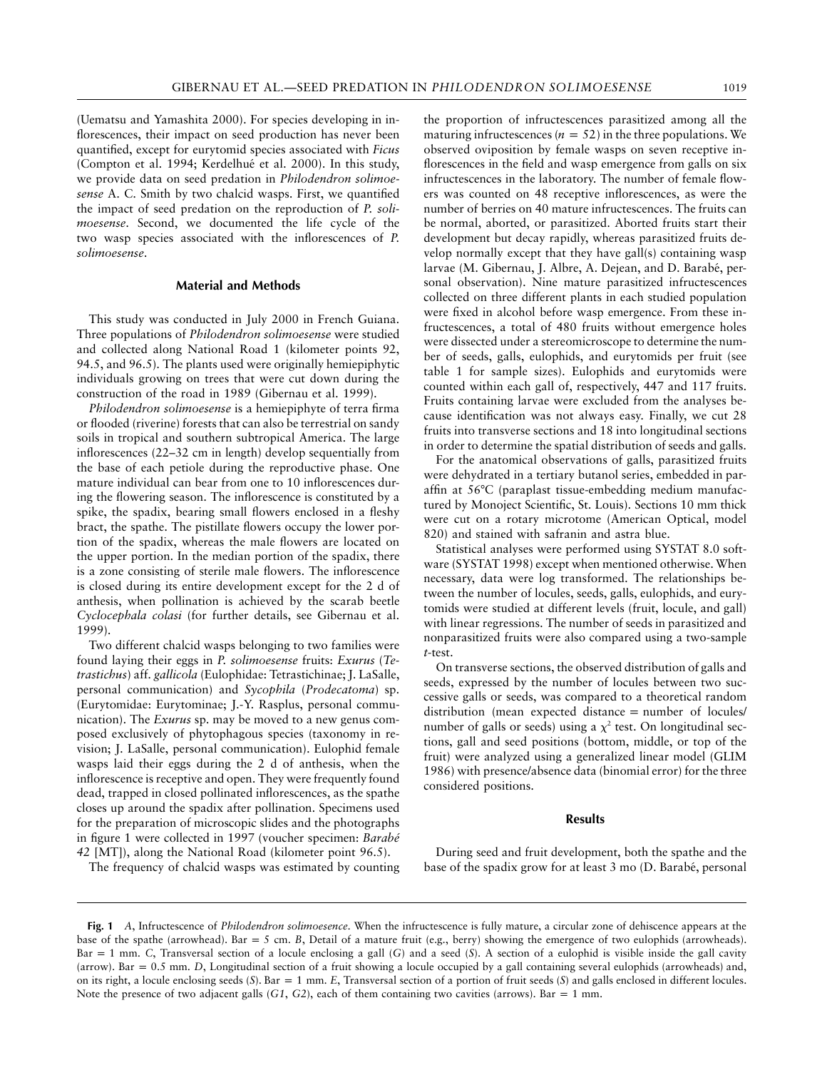(Uematsu and Yamashita 2000). For species developing in inflorescences, their impact on seed production has never been quantified, except for eurytomid species associated with *Ficus* (Compton et al. 1994; Kerdelhué et al. 2000). In this study, we provide data on seed predation in *Philodendron solimoesense* A. C. Smith by two chalcid wasps. First, we quantified the impact of seed predation on the reproduction of *P. solimoesense*. Second, we documented the life cycle of the two wasp species associated with the inflorescences of *P. solimoesense*.

## Material and Methods

This study was conducted in July 2000 in French Guiana. Three populations of *Philodendron solimoesense* were studied and collected along National Road 1 (kilometer points 92, 94.5, and 96.5). The plants used were originally hemiepiphytic individuals growing on trees that were cut down during the construction of the road in 1989 (Gibernau et al. 1999).

*Philodendron solimoesense* is a hemiepiphyte of terra firma or flooded (riverine) forests that can also be terrestrial on sandy soils in tropical and southern subtropical America. The large inflorescences (22–32 cm in length) develop sequentially from the base of each petiole during the reproductive phase. One mature individual can bear from one to 10 inflorescences during the flowering season. The inflorescence is constituted by a spike, the spadix, bearing small flowers enclosed in a fleshy bract, the spathe. The pistillate flowers occupy the lower portion of the spadix, whereas the male flowers are located on the upper portion. In the median portion of the spadix, there is a zone consisting of sterile male flowers. The inflorescence is closed during its entire development except for the 2 d of anthesis, when pollination is achieved by the scarab beetle *Cyclocephala colasi* (for further details, see Gibernau et al. 1999).

Two different chalcid wasps belonging to two families were found laying their eggs in *P. solimoesense* fruits: *Exurus* (*Tetrastichus*) aff. *gallicola* (Eulophidae: Tetrastichinae; J. LaSalle, personal communication) and *Sycophila* (*Prodecatoma*) sp. (Eurytomidae: Eurytominae; J.-Y. Rasplus, personal communication). The *Exurus* sp. may be moved to a new genus composed exclusively of phytophagous species (taxonomy in revision; J. LaSalle, personal communication). Eulophid female wasps laid their eggs during the 2 d of anthesis, when the inflorescence is receptive and open. They were frequently found dead, trapped in closed pollinated inflorescences, as the spathe closes up around the spadix after pollination. Specimens used for the preparation of microscopic slides and the photographs in figure 1 were collected in 1997 (voucher specimen: *Barabé 42* [MT]), along the National Road (kilometer point 96.5).

The frequency of chalcid wasps was estimated by counting the proportion of infructescences parasitized among all the maturing infructescences ($n = 52$) in the three populations. We observed oviposition by female wasps on seven receptive inflorescences in the field and wasp emergence from galls on six infructescences in the laboratory. The number of female flowers was counted on 48 receptive inflorescences, as were the number of berries on 40 mature infructescences. The fruits can be normal, aborted, or parasitized. Aborted fruits start their development but decay rapidly, whereas parasitized fruits develop normally except that they have gall(s) containing wasp larvae (M. Gibernau, J. Albre, A. Dejean, and D. Barabé, personal observation). Nine mature parasitized infructescences collected on three different plants in each studied population were fixed in alcohol before wasp emergence. From these infructescences, a total of 480 fruits without emergence holes were dissected under a stereomicroscope to determine the number of seeds, galls, eulophids, and eurytomids per fruit (see table 1 for sample sizes). Eulophids and eurytomids were counted within each gall of, respectively, 447 and 117 fruits. Fruits containing larvae were excluded from the analyses because identification was not always easy. Finally, we cut 28 fruits into transverse sections and 18 into longitudinal sections in order to determine the spatial distribution of seeds and galls.

For the anatomical observations of galls, parasitized fruits were dehydrated in a tertiary butanol series, embedded in paraffin at 56°C (paraplast tissue-embedding medium manufactured by Monoject Scientific, St. Louis). Sections 10 mm thick were cut on a rotary microtome (American Optical, model 820) and stained with safranin and astra blue.

Statistical analyses were performed using SYSTAT 8.0 software (SYSTAT 1998) except when mentioned otherwise. When necessary, data were log transformed. The relationships between the number of locules, seeds, galls, eulophids, and eurytomids were studied at different levels (fruit, locule, and gall) with linear regressions. The number of seeds in parasitized and nonparasitized fruits were also compared using a two-sample *t*-test.

On transverse sections, the observed distribution of galls and seeds, expressed by the number of locules between two successive galls or seeds, was compared to a theoretical random distribution (mean expected distance = number of locules/number of galls or seeds) using a $\chi^2$ test. On longitudinal sections, gall and seed positions (bottom, middle, or top of the fruit) were analyzed using a generalized linear model (GLIM 1986) with presence/absence data (binomial error) for the three considered positions.

## Results

During seed and fruit development, both the spathe and the base of the spadix grow for at least 3 mo (D. Barabé, personal

**Fig. 1** *A*, Infructescence of *Philodendron solimoesence*. When the infructescence is fully mature, a circular zone of dehiscence appears at the base of the spathe (arrowhead). Bar = 5 cm. *B*, Detail of a mature fruit (e.g., berry) showing the emergence of two eulophids (arrowheads). Bar = 1 mm. *C*, Transversal section of a locule enclosing a gall (*G*) and a seed (*S*). A section of a eulophid is visible inside the gall cavity (arrow). Bar = 0.5 mm. *D*, Longitudinal section of a fruit showing a locule occupied by a gall containing several eulophids (arrowheads) and, on its right, a locule enclosing seeds (*S*). Bar = 1 mm. *E*, Transversal section of a portion of fruit seeds (*S*) and galls enclosed in different locules. Note the presence of two adjacent galls (*G1*, *G2*), each of them containing two cavities (arrows). Bar = 1 mm.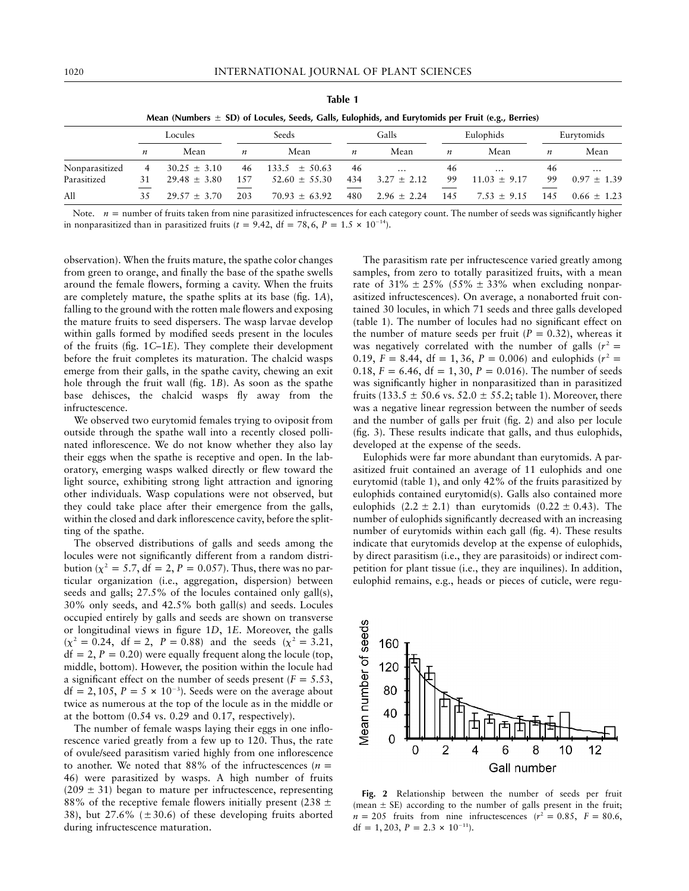**Table 1**

**Mean (Numbers ± SD) of Locules, Seeds, Galls, Eulophids, and Eurytomids per Fruit (e.g., Berries)**

| | Locules | | Seeds | | Galls | | Eulophids | | Eurytomids | |
|---|---|---|---|---|---|---|---|---|---|---|
| | $n$ | Mean | $n$ | Mean | $n$ | Mean | $n$ | Mean | $n$ | Mean |
| Nonparasitized | 4 | 30.25 ± 3.10 | 46 | 133.5 ± 50.63 | 46 | … | 46 | … | 46 | … |
| Parasitized | 31 | 29.48 ± 3.80 | 157 | 52.60 ± 55.30 | 434 | 3.27 ± 2.12 | 99 | 11.03 ± 9.17 | 99 | 0.97 ± 1.39 |
| All | 35 | 29.57 ± 3.70 | 203 | 70.93 ± 63.92 | 480 | 2.96 ± 2.24 | 145 | 7.53 ± 9.15 | 145 | 0.66 ± 1.23 |

Note. $n$ = number of fruits taken from nine parasitized infructescences for each category count. The number of seeds was significantly higher in nonparasitized than in parasitized fruits ($t = 9.42$, df = 78, 6, $P = 1.5 \times 10^{-14}$).

observation). When the fruits mature, the spathe color changes from green to orange, and finally the base of the spathe swells around the female flowers, forming a cavity. When the fruits are completely mature, the spathe splits at its base (fig. 1*A*), falling to the ground with the rotten male flowers and exposing the mature fruits to seed dispersers. The wasp larvae develop within galls formed by modified seeds present in the locules of the fruits (fig. 1*C*–1*E*). They complete their development before the fruit completes its maturation. The chalcid wasps emerge from their galls, in the spathe cavity, chewing an exit hole through the fruit wall (fig. 1*B*). As soon as the spathe base dehisces, the chalcid wasps fly away from the infructescence.

We observed two eurytomid females trying to oviposit from outside through the spathe wall into a recently closed pollinated inflorescence. We do not know whether they also lay their eggs when the spathe is receptive and open. In the laboratory, emerging wasps walked directly or flew toward the light source, exhibiting strong light attraction and ignoring other individuals. Wasp copulations were not observed, but they could take place after their emergence from the galls, within the closed and dark inflorescence cavity, before the splitting of the spathe.

The observed distributions of galls and seeds among the locules were not significantly different from a random distribution ($\chi^2 = 5.7$, df = 2, $P = 0.057$). Thus, there was no particular organization (i.e., aggregation, dispersion) between seeds and galls; 27.5% of the locules contained only gall(s), 30% only seeds, and 42.5% both gall(s) and seeds. Locules occupied entirely by galls and seeds are shown on transverse or longitudinal views in figure 1*D*, 1*E*. Moreover, the galls ($\chi^2 = 0.24$, df = 2, $P = 0.88$) and the seeds ($\chi^2 = 3.21$, df = 2, $P = 0.20$) were equally frequent along the locule (top, middle, bottom). However, the position within the locule had a significant effect on the number of seeds present ($F = 5.53$, df = 2, 105, $P = 5 \times 10^{-3}$). Seeds were on the average about twice as numerous at the top of the locule as in the middle or at the bottom (0.54 vs. 0.29 and 0.17, respectively).

The number of female wasps laying their eggs in one inflorescence varied greatly from a few up to 120. Thus, the rate of ovule/seed parasitism varied highly from one inflorescence to another. We noted that 88% of the infructescences ($n$ = 46) were parasitized by wasps. A high number of fruits (209 ± 31) began to mature per infructescence, representing 88% of the receptive female flowers initially present (238 ± 38), but 27.6% (±30.6) of these developing fruits aborted during infructescence maturation.

The parasitism rate per infructescence varied greatly among samples, from zero to totally parasitized fruits, with a mean rate of 31% ± 25% (55% ± 33% when excluding nonparasitized infructescences). On average, a nonaborted fruit contained 30 locules, in which 71 seeds and three galls developed (table 1). The number of locules had no significant effect on the number of mature seeds per fruit ($P = 0.32$), whereas it was negatively correlated with the number of galls ($r^2 = 0.19$, $F = 8.44$, df = 1, 36, $P = 0.006$) and eulophids ($r^2 = 0.18$, $F = 6.46$, df = 1, 30, $P = 0.016$). The number of seeds was significantly higher in nonparasitized than in parasitized fruits (133.5 ± 50.6 vs. 52.0 ± 55.2; table 1). Moreover, there was a negative linear regression between the number of seeds and the number of galls per fruit (fig. 2) and also per locule (fig. 3). These results indicate that galls, and thus eulophids, developed at the expense of the seeds.

Eulophids were far more abundant than eurytomids. A parasitized fruit contained an average of 11 eulophids and one eurytomid (table 1), and only 42% of the fruits parasitized by eulophids contained eurytomid(s). Galls also contained more eulophids (2.2 ± 2.1) than eurytomids (0.22 ± 0.43). The number of eulophids significantly decreased with an increasing number of eurytomids within each gall (fig. 4). These results indicate that eurytomids develop at the expense of eulophids, by direct parasitism (i.e., they are parasitoids) or indirect competition for plant tissue (i.e., they are inquilines). In addition, eulophid remains, e.g., heads or pieces of cuticle, were regu-

**Fig. 2** Relationship between the number of seeds per fruit (mean ± SE) according to the number of galls present in the fruit; $n = 205$ fruits from nine infructescences ($r^2 = 0.85$, $F = 80.6$, df = 1, 203, $P = 2.3 \times 10^{-11}$).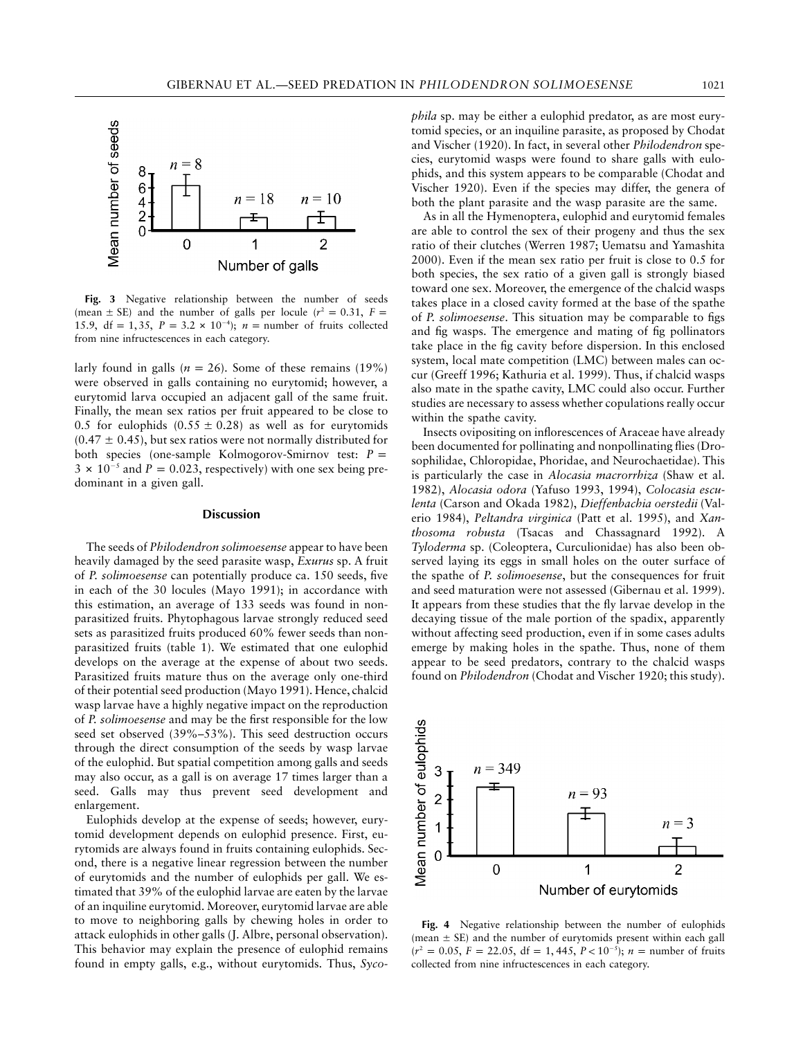Fig. 3 Negative relationship between the number of seeds (mean ± SE) and the number of galls per locule ($r^2 = 0.31$, $F = 15.9$, df = 1, 35, $P = 3.2 \times 10^{-4}$); $n$ = number of fruits collected from nine infructescences in each category.

larly found in galls ($n = 26$). Some of these remains (19%) were observed in galls containing no eurytomid; however, a eurytomid larva occupied an adjacent gall of the same fruit. Finally, the mean sex ratios per fruit appeared to be close to 0.5 for eulophids (0.55 ± 0.28) as well as for eurytomids (0.47 ± 0.45), but sex ratios were not normally distributed for both species (one-sample Kolmogorov-Smirnov test: $P = 3 \times 10^{-5}$ and $P = 0.023$, respectively) with one sex being predominant in a given gall.

## Discussion

The seeds of *Philodendron solimoesense* appear to have been heavily damaged by the seed parasite wasp, *Exurus* sp. A fruit of *P. solimoesense* can potentially produce ca. 150 seeds, five in each of the 30 locules (Mayo 1991); in accordance with this estimation, an average of 133 seeds was found in nonparasitized fruits. Phytophagous larvae strongly reduced seed sets as parasitized fruits produced 60% fewer seeds than nonparasitized fruits (table 1). We estimated that one eulophid develops on the average at the expense of about two seeds. Parasitized fruits mature thus on the average only one-third of their potential seed production (Mayo 1991). Hence, chalcid wasp larvae have a highly negative impact on the reproduction of *P. solimoesense* and may be the first responsible for the low seed set observed (39%–53%). This seed destruction occurs through the direct consumption of the seeds by wasp larvae of the eulophid. But spatial competition among galls and seeds may also occur, as a gall is on average 17 times larger than a seed. Galls may thus prevent seed development and enlargement.

Eulophids develop at the expense of seeds; however, eurytomid development depends on eulophid presence. First, eurytomids are always found in fruits containing eulophids. Second, there is a negative linear regression between the number of eurytomids and the number of eulophids per gall. We estimated that 39% of the eulophid larvae are eaten by the larvae of an inquiline eurytomid. Moreover, eurytomid larvae are able to move to neighboring galls by chewing holes in order to attack eulophids in other galls (J. Albre, personal observation). This behavior may explain the presence of eulophid remains found in empty galls, e.g., without eurytomids. Thus, *Sycophila* sp. may be either a eulophid predator, as are most eurytomid species, or an inquiline parasite, as proposed by Chodat and Vischer (1920). In fact, in several other *Philodendron* species, eurytomid wasps were found to share galls with eulophids, and this system appears to be comparable (Chodat and Vischer 1920). Even if the species may differ, the genera of both the plant parasite and the wasp parasite are the same.

As in all the Hymenoptera, eulophid and eurytomid females are able to control the sex of their progeny and thus the sex ratio of their clutches (Werren 1987; Uematsu and Yamashita 2000). Even if the mean sex ratio per fruit is close to 0.5 for both species, the sex ratio of a given gall is strongly biased toward one sex. Moreover, the emergence of the chalcid wasps takes place in a closed cavity formed at the base of the spathe of *P. solimoesense*. This situation may be comparable to figs and fig wasps. The emergence and mating of fig pollinators take place in the fig cavity before dispersion. In this enclosed system, local mate competition (LMC) between males can occur (Greeff 1996; Kathuria et al. 1999). Thus, if chalcid wasps also mate in the spathe cavity, LMC could also occur. Further studies are necessary to assess whether copulations really occur within the spathe cavity.

Insects ovipositing on inflorescences of Araceae have already been documented for pollinating and nonpollinating flies (Drosophilidae, Chloropidae, Phoridae, and Neurochaetidae). This is particularly the case in *Alocasia macrorrhiza* (Shaw et al. 1982), *Alocasia odora* (Yafuso 1993, 1994), *Colocasia esculenta* (Carson and Okada 1982), *Dieffenbachia oerstedii* (Valerio 1984), *Peltandra virginica* (Patt et al. 1995), and *Xanthosoma robusta* (Tsacas and Chassagnard 1992). A *Tyloderma* sp. (Coleoptera, Curculionidae) has also been observed laying its eggs in small holes on the outer surface of the spathe of *P. solimoesense*, but the consequences for fruit and seed maturation were not assessed (Gibernau et al. 1999). It appears from these studies that the fly larvae develop in the decaying tissue of the male portion of the spadix, apparently without affecting seed production, even if in some cases adults emerge by making holes in the spathe. Thus, none of them appear to be seed predators, contrary to the chalcid wasps found on *Philodendron* (Chodat and Vischer 1920; this study).

Fig. 4 Negative relationship between the number of eulophids (mean ± SE) and the number of eurytomids present within each gall ($r^2 = 0.05$, $F = 22.05$, df = 1, 445, $P < 10^{-5}$); $n$ = number of fruits collected from nine infructescences in each category.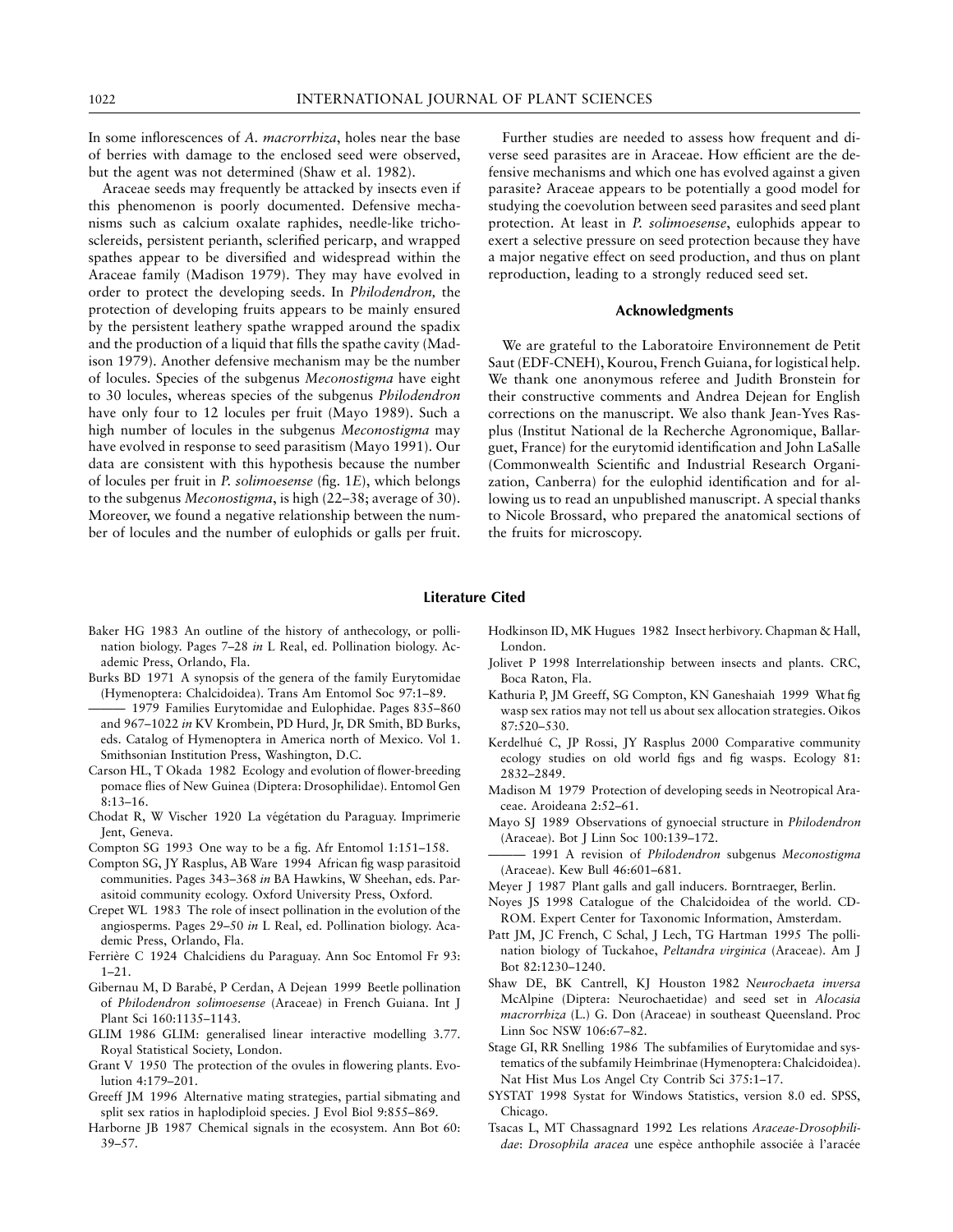In some inflorescences of *A. macrorrhiza*, holes near the base of berries with damage to the enclosed seed were observed, but the agent was not determined (Shaw et al. 1982).

Araceae seeds may frequently be attacked by insects even if this phenomenon is poorly documented. Defensive mechanisms such as calcium oxalate raphides, needle-like trichosclereids, persistent perianth, sclerified pericarp, and wrapped spathes appear to be diversified and widespread within the Araceae family (Madison 1979). They may have evolved in order to protect the developing seeds. In *Philodendron,* the protection of developing fruits appears to be mainly ensured by the persistent leathery spathe wrapped around the spadix and the production of a liquid that fills the spathe cavity (Madison 1979). Another defensive mechanism may be the number of locules. Species of the subgenus *Meconostigma* have eight to 30 locules, whereas species of the subgenus *Philodendron* have only four to 12 locules per fruit (Mayo 1989). Such a high number of locules in the subgenus *Meconostigma* may have evolved in response to seed parasitism (Mayo 1991). Our data are consistent with this hypothesis because the number of locules per fruit in *P. solimoesense* (fig. 1*E*), which belongs to the subgenus *Meconostigma*, is high (22–38; average of 30). Moreover, we found a negative relationship between the number of locules and the number of eulophids or galls per fruit.

Further studies are needed to assess how frequent and diverse seed parasites are in Araceae. How efficient are the defensive mechanisms and which one has evolved against a given parasite? Araceae appears to be potentially a good model for studying the coevolution between seed parasites and seed plant protection. At least in *P. solimoesense*, eulophids appear to exert a selective pressure on seed protection because they have a major negative effect on seed production, and thus on plant reproduction, leading to a strongly reduced seed set.

## Acknowledgments

We are grateful to the Laboratoire Environnement de Petit Saut (EDF-CNEH), Kourou, French Guiana, for logistical help. We thank one anonymous referee and Judith Bronstein for their constructive comments and Andrea Dejean for English corrections on the manuscript. We also thank Jean-Yves Rasplus (Institut National de la Recherche Agronomique, Ballarguet, France) for the eurytomid identification and John LaSalle (Commonwealth Scientific and Industrial Research Organization, Canberra) for the eulophid identification and for allowing us to read an unpublished manuscript. A special thanks to Nicole Brossard, who prepared the anatomical sections of the fruits for microscopy.

## Literature Cited

Baker HG 1983 An outline of the history of anthecology, or pollination biology. Pages 7–28 *in* L Real, ed. Pollination biology. Academic Press, Orlando, Fla.

Burks BD 1971 A synopsis of the genera of the family Eurytomidae (Hymenoptera: Chalcidoidea). Trans Am Entomol Soc 97:1–89.

——— 1979 Families Eurytomidae and Eulophidae. Pages 835–860 and 967–1022 *in* KV Krombein, PD Hurd, Jr, DR Smith, BD Burks, eds. Catalog of Hymenoptera in America north of Mexico. Vol 1. Smithsonian Institution Press, Washington, D.C.

Carson HL, T Okada 1982 Ecology and evolution of flower-breeding pomace flies of New Guinea (Diptera: Drosophilidae). Entomol Gen 8:13–16.

Chodat R, W Vischer 1920 La végétation du Paraguay. Imprimerie Jent, Geneva.

Compton SG 1993 One way to be a fig. Afr Entomol 1:151–158.

Compton SG, JY Rasplus, AB Ware 1994 African fig wasp parasitoid communities. Pages 343–368 *in* BA Hawkins, W Sheehan, eds. Parasitoid community ecology. Oxford University Press, Oxford.

Crepet WL 1983 The role of insect pollination in the evolution of the angiosperms. Pages 29–50 *in* L Real, ed. Pollination biology. Academic Press, Orlando, Fla.

Ferrière C 1924 Chalcidiens du Paraguay. Ann Soc Entomol Fr 93: 1–21.

Gibernau M, D Barabé, P Cerdan, A Dejean 1999 Beetle pollination of *Philodendron solimoesense* (Araceae) in French Guiana. Int J Plant Sci 160:1135–1143.

GLIM 1986 GLIM: generalised linear interactive modelling 3.77. Royal Statistical Society, London.

Grant V 1950 The protection of the ovules in flowering plants. Evolution 4:179–201.

Greeff JM 1996 Alternative mating strategies, partial sibmating and split sex ratios in haplodiploid species. J Evol Biol 9:855–869.

Harborne JB 1987 Chemical signals in the ecosystem. Ann Bot 60: 39–57.

Hodkinson ID, MK Hugues 1982 Insect herbivory. Chapman & Hall, London.

Jolivet P 1998 Interrelationship between insects and plants. CRC, Boca Raton, Fla.

Kathuria P, JM Greeff, SG Compton, KN Ganeshaiah 1999 What fig wasp sex ratios may not tell us about sex allocation strategies. Oikos 87:520–530.

Kerdelhué C, JP Rossi, JY Rasplus 2000 Comparative community ecology studies on old world figs and fig wasps. Ecology 81: 2832–2849.

Madison M 1979 Protection of developing seeds in Neotropical Araceae. Aroideana 2:52–61.

Mayo SJ 1989 Observations of gynoecial structure in *Philodendron* (Araceae). Bot J Linn Soc 100:139–172.

——— 1991 A revision of *Philodendron* subgenus *Meconostigma* (Araceae). Kew Bull 46:601–681.

Meyer J 1987 Plant galls and gall inducers. Borntraeger, Berlin.

Noyes JS 1998 Catalogue of the Chalcidoidea of the world. CD-ROM. Expert Center for Taxonomic Information, Amsterdam.

Patt JM, JC French, C Schal, J Lech, TG Hartman 1995 The pollination biology of Tuckahoe, *Peltandra virginica* (Araceae). Am J Bot 82:1230–1240.

Shaw DE, BK Cantrell, KJ Houston 1982 *Neurochaeta inversa* McAlpine (Diptera: Neurochaetidae) and seed set in *Alocasia macrorrhiza* (L.) G. Don (Araceae) in southeast Queensland. Proc Linn Soc NSW 106:67–82.

Stage GI, RR Snelling 1986 The subfamilies of Eurytomidae and systematics of the subfamily Heimbrinae (Hymenoptera: Chalcidoidea). Nat Hist Mus Los Angel Cty Contrib Sci 375:1–17.

SYSTAT 1998 Systat for Windows Statistics, version 8.0 ed. SPSS, Chicago.

Tsacas L, MT Chassagnard 1992 Les relations *Araceae-Drosophilidae*: *Drosophila aracea* une espèce anthophile associée à l'aracée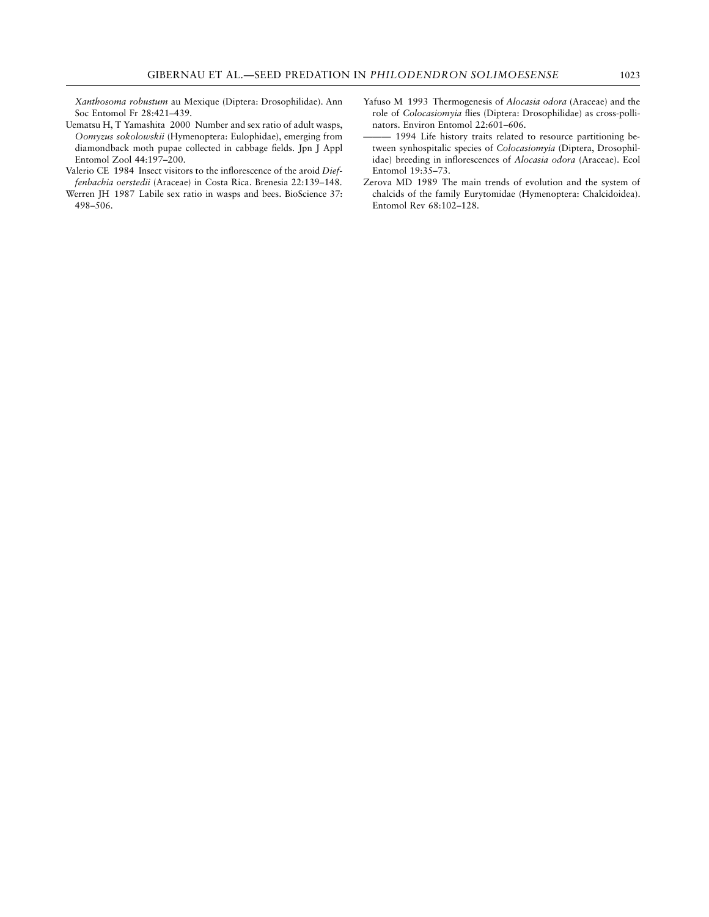*Xanthosoma robustum* au Mexique (Diptera: Drosophilidae). Ann Soc Entomol Fr 28:421–439.

Uematsu H, T Yamashita 2000 Number and sex ratio of adult wasps, *Oomyzus sokolowskii* (Hymenoptera: Eulophidae), emerging from diamondback moth pupae collected in cabbage fields. Jpn J Appl Entomol Zool 44:197–200.

Valerio CE 1984 Insect visitors to the inflorescence of the aroid *Dieffenbachia oerstedii* (Araceae) in Costa Rica. Brenesia 22:139–148.

Werren JH 1987 Labile sex ratio in wasps and bees. BioScience 37: 498–506.

Yafuso M 1993 Thermogenesis of *Alocasia odora* (Araceae) and the role of *Colocasiomyia* flies (Diptera: Drosophilidae) as cross-pollinators. Environ Entomol 22:601–606.

——— 1994 Life history traits related to resource partitioning between synhospitalic species of *Colocasiomyia* (Diptera, Drosophilidae) breeding in inflorescences of *Alocasia odora* (Araceae). Ecol Entomol 19:35–73.

Zerova MD 1989 The main trends of evolution and the system of chalcids of the family Eurytomidae (Hymenoptera: Chalcidoidea). Entomol Rev 68:102–128.